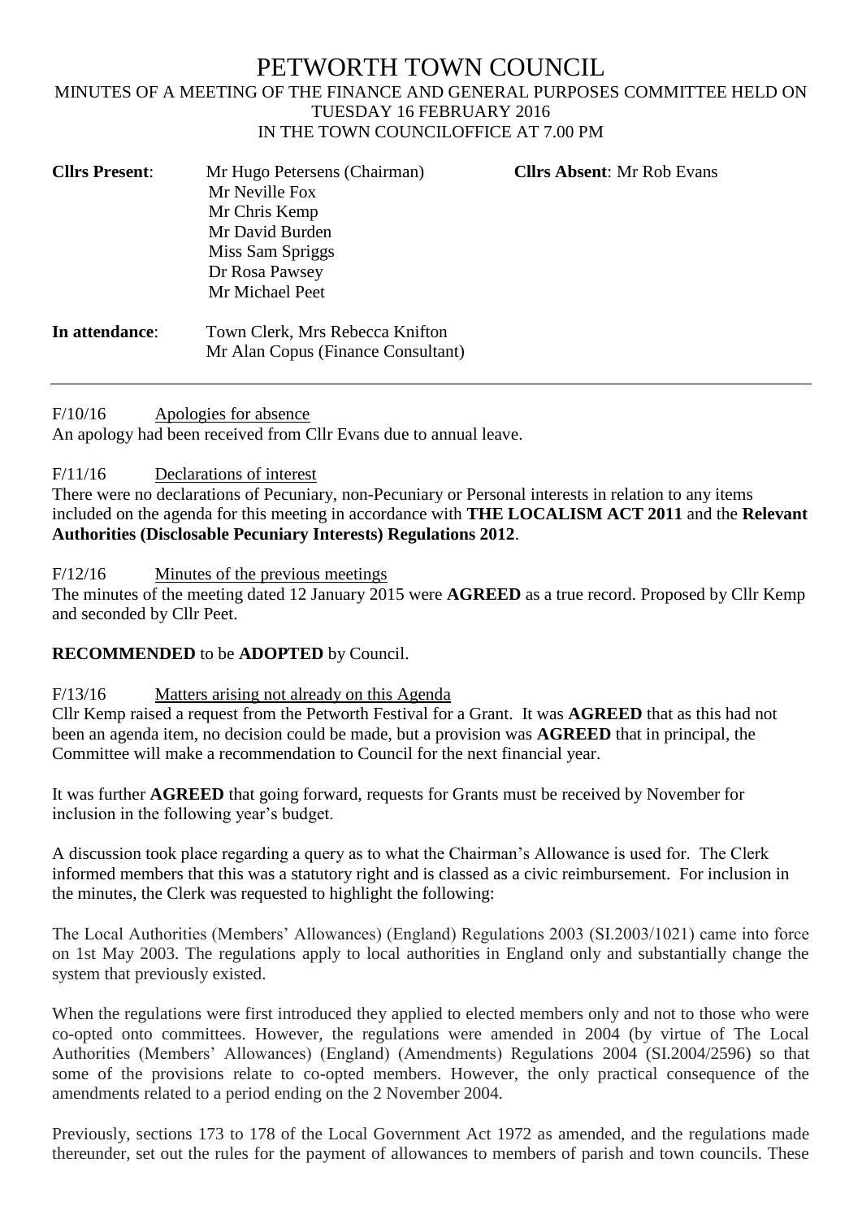# PETWORTH TOWN COUNCIL

MINUTES OF A MEETING OF THE FINANCE AND GENERAL PURPOSES COMMITTEE HELD ON TUESDAY 16 FEBRUARY 2016
IN THE TOWN COUNCILOFFICE AT 7.00 PM

**Cllrs Present**: Mr Hugo Petersens (Chairman)
Mr Neville Fox
Mr Chris Kemp
Mr David Burden
Miss Sam Spriggs
Dr Rosa Pawsey
Mr Michael Peet

**Cllrs Absent**: Mr Rob Evans

**In attendance**: Town Clerk, Mrs Rebecca Knifton
Mr Alan Copus (Finance Consultant)

---

F/10/16 Apologies for absence

An apology had been received from Cllr Evans due to annual leave.

F/11/16 Declarations of interest

There were no declarations of Pecuniary, non-Pecuniary or Personal interests in relation to any items included on the agenda for this meeting in accordance with **THE LOCALISM ACT 2011** and the **Relevant Authorities (Disclosable Pecuniary Interests) Regulations 2012**.

F/12/16 Minutes of the previous meetings

The minutes of the meeting dated 12 January 2015 were **AGREED** as a true record. Proposed by Cllr Kemp and seconded by Cllr Peet.

**RECOMMENDED** to be **ADOPTED** by Council.

F/13/16 Matters arising not already on this Agenda

Cllr Kemp raised a request from the Petworth Festival for a Grant. It was **AGREED** that as this had not been an agenda item, no decision could be made, but a provision was **AGREED** that in principal, the Committee will make a recommendation to Council for the next financial year.

It was further **AGREED** that going forward, requests for Grants must be received by November for inclusion in the following year's budget.

A discussion took place regarding a query as to what the Chairman's Allowance is used for. The Clerk informed members that this was a statutory right and is classed as a civic reimbursement. For inclusion in the minutes, the Clerk was requested to highlight the following:

The Local Authorities (Members' Allowances) (England) Regulations 2003 (SI.2003/1021) came into force on 1st May 2003. The regulations apply to local authorities in England only and substantially change the system that previously existed.

When the regulations were first introduced they applied to elected members only and not to those who were co-opted onto committees. However, the regulations were amended in 2004 (by virtue of The Local Authorities (Members' Allowances) (England) (Amendments) Regulations 2004 (SI.2004/2596) so that some of the provisions relate to co-opted members. However, the only practical consequence of the amendments related to a period ending on the 2 November 2004.

Previously, sections 173 to 178 of the Local Government Act 1972 as amended, and the regulations made thereunder, set out the rules for the payment of allowances to members of parish and town councils. These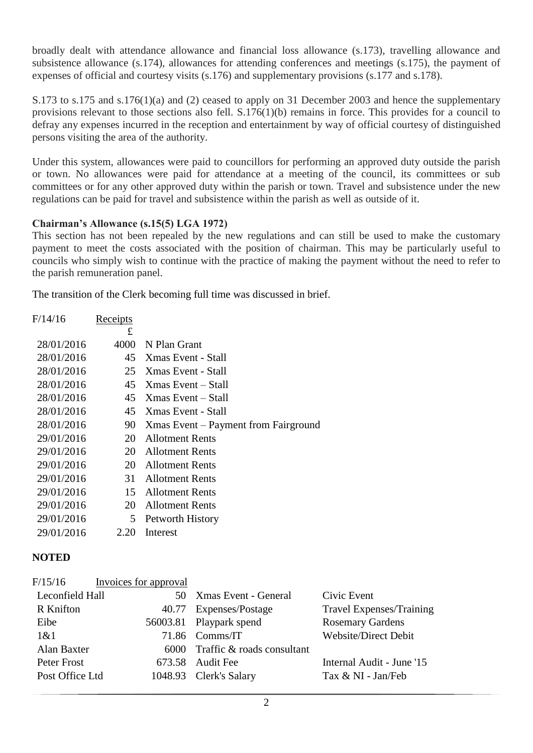broadly dealt with attendance allowance and financial loss allowance (s.173), travelling allowance and subsistence allowance (s.174), allowances for attending conferences and meetings (s.175), the payment of expenses of official and courtesy visits (s.176) and supplementary provisions (s.177 and s.178).

S.173 to s.175 and s.176(1)(a) and (2) ceased to apply on 31 December 2003 and hence the supplementary provisions relevant to those sections also fell. S.176(1)(b) remains in force. This provides for a council to defray any expenses incurred in the reception and entertainment by way of official courtesy of distinguished persons visiting the area of the authority.

Under this system, allowances were paid to councillors for performing an approved duty outside the parish or town. No allowances were paid for attendance at a meeting of the council, its committees or sub committees or for any other approved duty within the parish or town. Travel and subsistence under the new regulations can be paid for travel and subsistence within the parish as well as outside of it.

**Chairman's Allowance (s.15(5) LGA 1972)**

This section has not been repealed by the new regulations and can still be used to make the customary payment to meet the costs associated with the position of chairman. This may be particularly useful to councils who simply wish to continue with the practice of making the payment without the need to refer to the parish remuneration panel.

The transition of the Clerk becoming full time was discussed in brief.

F/14/16 Receipts

| Date | £ | |
|---|---|---|
| 28/01/2016 | 4000 | N Plan Grant |
| 28/01/2016 | 45 | Xmas Event - Stall |
| 28/01/2016 | 25 | Xmas Event - Stall |
| 28/01/2016 | 45 | Xmas Event – Stall |
| 28/01/2016 | 45 | Xmas Event – Stall |
| 28/01/2016 | 45 | Xmas Event - Stall |
| 28/01/2016 | 90 | Xmas Event – Payment from Fairground |
| 29/01/2016 | 20 | Allotment Rents |
| 29/01/2016 | 20 | Allotment Rents |
| 29/01/2016 | 20 | Allotment Rents |
| 29/01/2016 | 31 | Allotment Rents |
| 29/01/2016 | 15 | Allotment Rents |
| 29/01/2016 | 20 | Allotment Rents |
| 29/01/2016 | 5 | Petworth History |
| 29/01/2016 | 2.20 | Interest |

**NOTED**

F/15/16 Invoices for approval

| Payee | Amount | Description | Category |
|---|---|---|---|
| Leconfield Hall | 50 | Xmas Event - General | Civic Event |
| R Knifton | 40.77 | Expenses/Postage | Travel Expenses/Training |
| Eibe | 56003.81 | Playpark spend | Rosemary Gardens |
| 1&1 | 71.86 | Comms/IT | Website/Direct Debit |
| Alan Baxter | 6000 | Traffic & roads consultant | |
| Peter Frost | 673.58 | Audit Fee | Internal Audit - June '15 |
| Post Office Ltd | 1048.93 | Clerk's Salary | Tax & NI - Jan/Feb |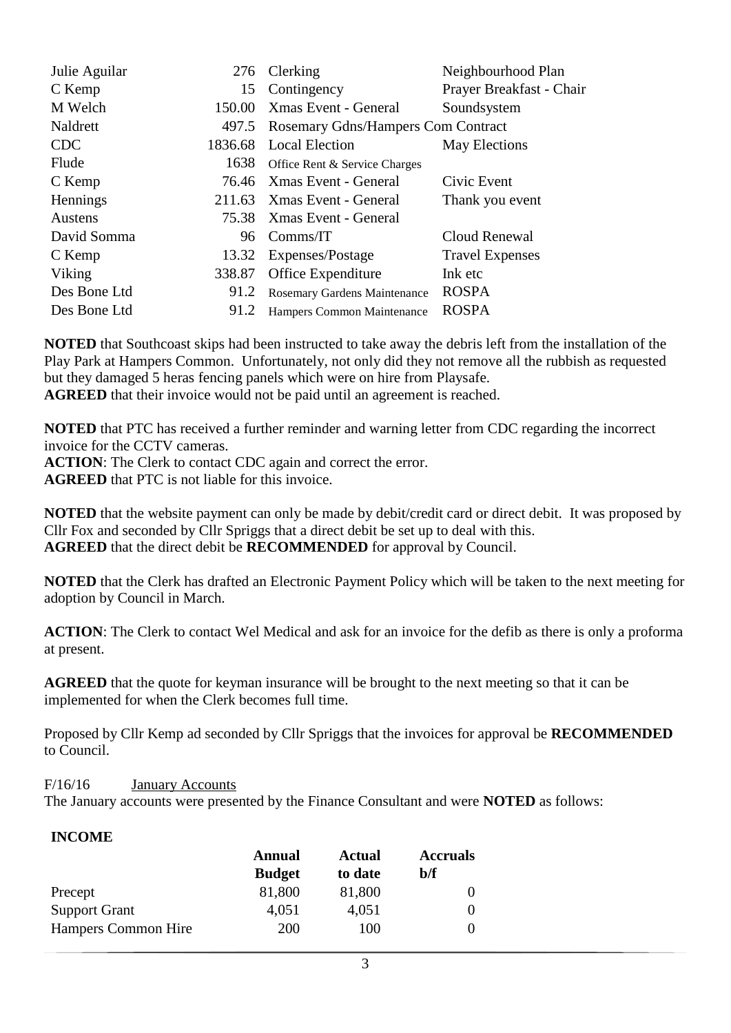| | | | |
|---|---|---|---|
| Julie Aguilar | 276 | Clerking | Neighbourhood Plan |
| C Kemp | 15 | Contingency | Prayer Breakfast - Chair |
| M Welch | 150.00 | Xmas Event - General | Soundsystem |
| Naldrett | 497.5 | Rosemary Gdns/Hampers Com Contract | |
| CDC | 1836.68 | Local Election | May Elections |
| Flude | 1638 | Office Rent & Service Charges | |
| C Kemp | 76.46 | Xmas Event - General | Civic Event |
| Hennings | 211.63 | Xmas Event - General | Thank you event |
| Austens | 75.38 | Xmas Event - General | |
| David Somma | 96 | Comms/IT | Cloud Renewal |
| C Kemp | 13.32 | Expenses/Postage | Travel Expenses |
| Viking | 338.87 | Office Expenditure | Ink etc |
| Des Bone Ltd | 91.2 | Rosemary Gardens Maintenance | ROSPA |
| Des Bone Ltd | 91.2 | Hampers Common Maintenance | ROSPA |

**NOTED** that Southcoast skips had been instructed to take away the debris left from the installation of the Play Park at Hampers Common. Unfortunately, not only did they not remove all the rubbish as requested but they damaged 5 heras fencing panels which were on hire from Playsafe.
**AGREED** that their invoice would not be paid until an agreement is reached.

**NOTED** that PTC has received a further reminder and warning letter from CDC regarding the incorrect invoice for the CCTV cameras.
**ACTION**: The Clerk to contact CDC again and correct the error.
**AGREED** that PTC is not liable for this invoice.

**NOTED** that the website payment can only be made by debit/credit card or direct debit. It was proposed by Cllr Fox and seconded by Cllr Spriggs that a direct debit be set up to deal with this.
**AGREED** that the direct debit be **RECOMMENDED** for approval by Council.

**NOTED** that the Clerk has drafted an Electronic Payment Policy which will be taken to the next meeting for adoption by Council in March.

**ACTION**: The Clerk to contact Wel Medical and ask for an invoice for the defib as there is only a proforma at present.

**AGREED** that the quote for keyman insurance will be brought to the next meeting so that it can be implemented for when the Clerk becomes full time.

Proposed by Cllr Kemp ad seconded by Cllr Spriggs that the invoices for approval be **RECOMMENDED** to Council.

F/16/16 January Accounts

The January accounts were presented by the Finance Consultant and were **NOTED** as follows:

**INCOME**

| | Annual Budget | Actual to date | Accruals b/f |
|---|---|---|---|
| Precept | 81,800 | 81,800 | 0 |
| Support Grant | 4,051 | 4,051 | 0 |
| Hampers Common Hire | 200 | 100 | 0 |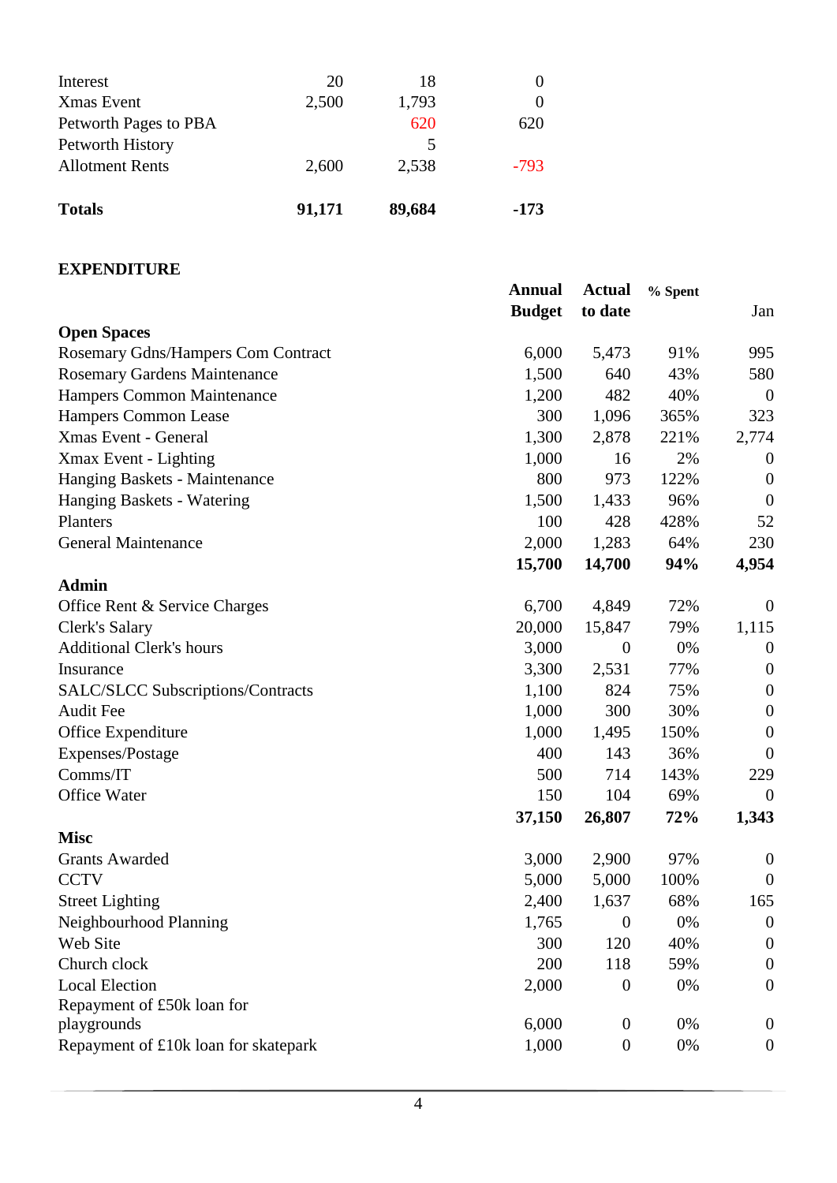| | | | |
|---|---|---|---|
| Interest | 20 | 18 | 0 |
| Xmas Event | 2,500 | 1,793 | 0 |
| Petworth Pages to PBA | | 620 | 620 |
| Petworth History | | 5 | |
| Allotment Rents | 2,600 | 2,538 | -793 |
| **Totals** | **91,171** | **89,684** | **-173** |

**EXPENDITURE**

| | Annual Budget | Actual to date | % Spent | Jan |
|---|---|---|---|---|
| **Open Spaces** | | | | |
| Rosemary Gdns/Hampers Com Contract | 6,000 | 5,473 | 91% | 995 |
| Rosemary Gardens Maintenance | 1,500 | 640 | 43% | 580 |
| Hampers Common Maintenance | 1,200 | 482 | 40% | 0 |
| Hampers Common Lease | 300 | 1,096 | 365% | 323 |
| Xmas Event - General | 1,300 | 2,878 | 221% | 2,774 |
| Xmax Event - Lighting | 1,000 | 16 | 2% | 0 |
| Hanging Baskets - Maintenance | 800 | 973 | 122% | 0 |
| Hanging Baskets - Watering | 1,500 | 1,433 | 96% | 0 |
| Planters | 100 | 428 | 428% | 52 |
| General Maintenance | 2,000 | 1,283 | 64% | 230 |
| | **15,700** | **14,700** | **94%** | **4,954** |
| **Admin** | | | | |
| Office Rent & Service Charges | 6,700 | 4,849 | 72% | 0 |
| Clerk's Salary | 20,000 | 15,847 | 79% | 1,115 |
| Additional Clerk's hours | 3,000 | 0 | 0% | 0 |
| Insurance | 3,300 | 2,531 | 77% | 0 |
| SALC/SLCC Subscriptions/Contracts | 1,100 | 824 | 75% | 0 |
| Audit Fee | 1,000 | 300 | 30% | 0 |
| Office Expenditure | 1,000 | 1,495 | 150% | 0 |
| Expenses/Postage | 400 | 143 | 36% | 0 |
| Comms/IT | 500 | 714 | 143% | 229 |
| Office Water | 150 | 104 | 69% | 0 |
| | **37,150** | **26,807** | **72%** | **1,343** |
| **Misc** | | | | |
| Grants Awarded | 3,000 | 2,900 | 97% | 0 |
| CCTV | 5,000 | 5,000 | 100% | 0 |
| Street Lighting | 2,400 | 1,637 | 68% | 165 |
| Neighbourhood Planning | 1,765 | 0 | 0% | 0 |
| Web Site | 300 | 120 | 40% | 0 |
| Church clock | 200 | 118 | 59% | 0 |
| Local Election | 2,000 | 0 | 0% | 0 |
| Repayment of £50k loan for playgrounds | 6,000 | 0 | 0% | 0 |
| Repayment of £10k loan for skatepark | 1,000 | 0 | 0% | 0 |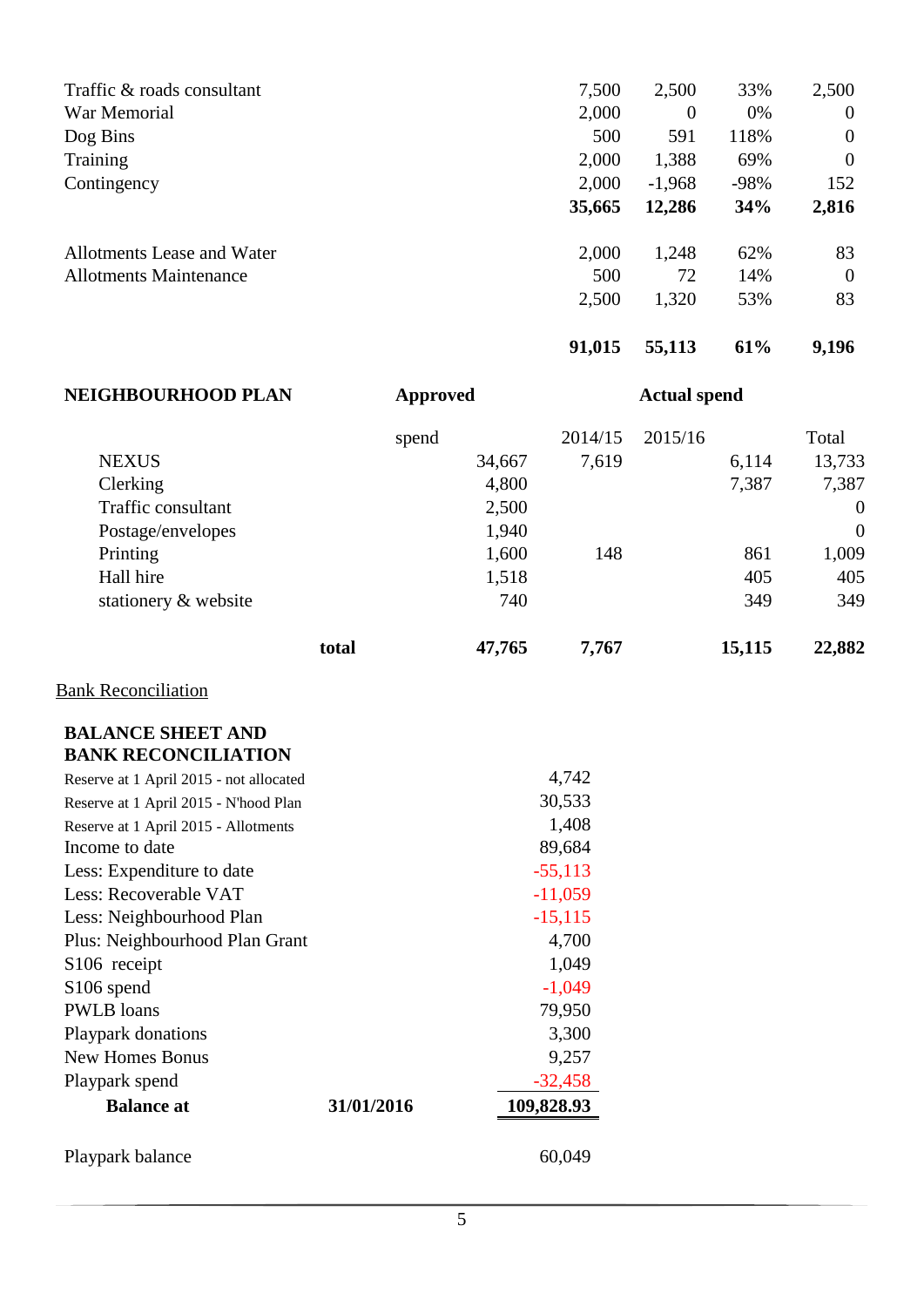| | | | | |
|---|---|---|---|---|
| Traffic & roads consultant | 7,500 | 2,500 | 33% | 2,500 |
| War Memorial | 2,000 | 0 | 0% | 0 |
| Dog Bins | 500 | 591 | 118% | 0 |
| Training | 2,000 | 1,388 | 69% | 0 |
| Contingency | 2,000 | -1,968 | -98% | 152 |
| | **35,665** | **12,286** | **34%** | **2,816** |
| | | | | |
| Allotments Lease and Water | 2,000 | 1,248 | 62% | 83 |
| Allotments Maintenance | 500 | 72 | 14% | 0 |
| | 2,500 | 1,320 | 53% | 83 |
| | | | | |
| | **91,015** | **55,113** | **61%** | **9,196** |

| **NEIGHBOURHOOD PLAN** | **Approved** | **Actual spend** | | |
|---|---|---|---|---|
| | spend | 2014/15 | 2015/16 | Total |
| NEXUS | 34,667 | 7,619 | 6,114 | 13,733 |
| Clerking | 4,800 | | 7,387 | 7,387 |
| Traffic consultant | 2,500 | | | 0 |
| Postage/envelopes | 1,940 | | | 0 |
| Printing | 1,600 | 148 | 861 | 1,009 |
| Hall hire | 1,518 | | 405 | 405 |
| stationery & website | 740 | | 349 | 349 |
| **total** | **47,765** | **7,767** | **15,115** | **22,882** |

Bank Reconciliation

**BALANCE SHEET AND BANK RECONCILIATION**

| | | |
|---|---|---|
| Reserve at 1 April 2015 - not allocated | | 4,742 |
| Reserve at 1 April 2015 - N'hood Plan | | 30,533 |
| Reserve at 1 April 2015 - Allotments | | 1,408 |
| Income to date | | 89,684 |
| Less: Expenditure to date | | -55,113 |
| Less: Recoverable VAT | | -11,059 |
| Less: Neighbourhood Plan | | -15,115 |
| Plus: Neighbourhood Plan Grant | | 4,700 |
| S106 receipt | | 1,049 |
| S106 spend | | -1,049 |
| PWLB loans | | 79,950 |
| Playpark donations | | 3,300 |
| New Homes Bonus | | 9,257 |
| Playpark spend | | -32,458 |
| **Balance at** | **31/01/2016** | **109,828.93** |
| | | |
| Playpark balance | | 60,049 |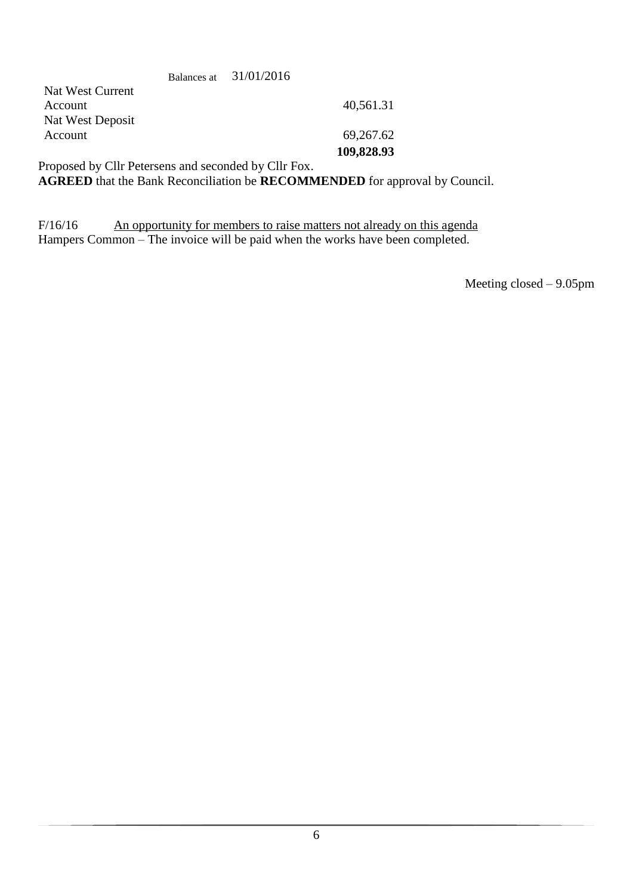| Balances at | 31/01/2016 | |
|---|---|---|
| Nat West Current Account | | 40,561.31 |
| Nat West Deposit Account | | 69,267.62 |
| | | **109,828.93** |

Proposed by Cllr Petersens and seconded by Cllr Fox.
**AGREED** that the Bank Reconciliation be **RECOMMENDED** for approval by Council.

F/16/16 An opportunity for members to raise matters not already on this agenda
Hampers Common – The invoice will be paid when the works have been completed.

Meeting closed – 9.05pm